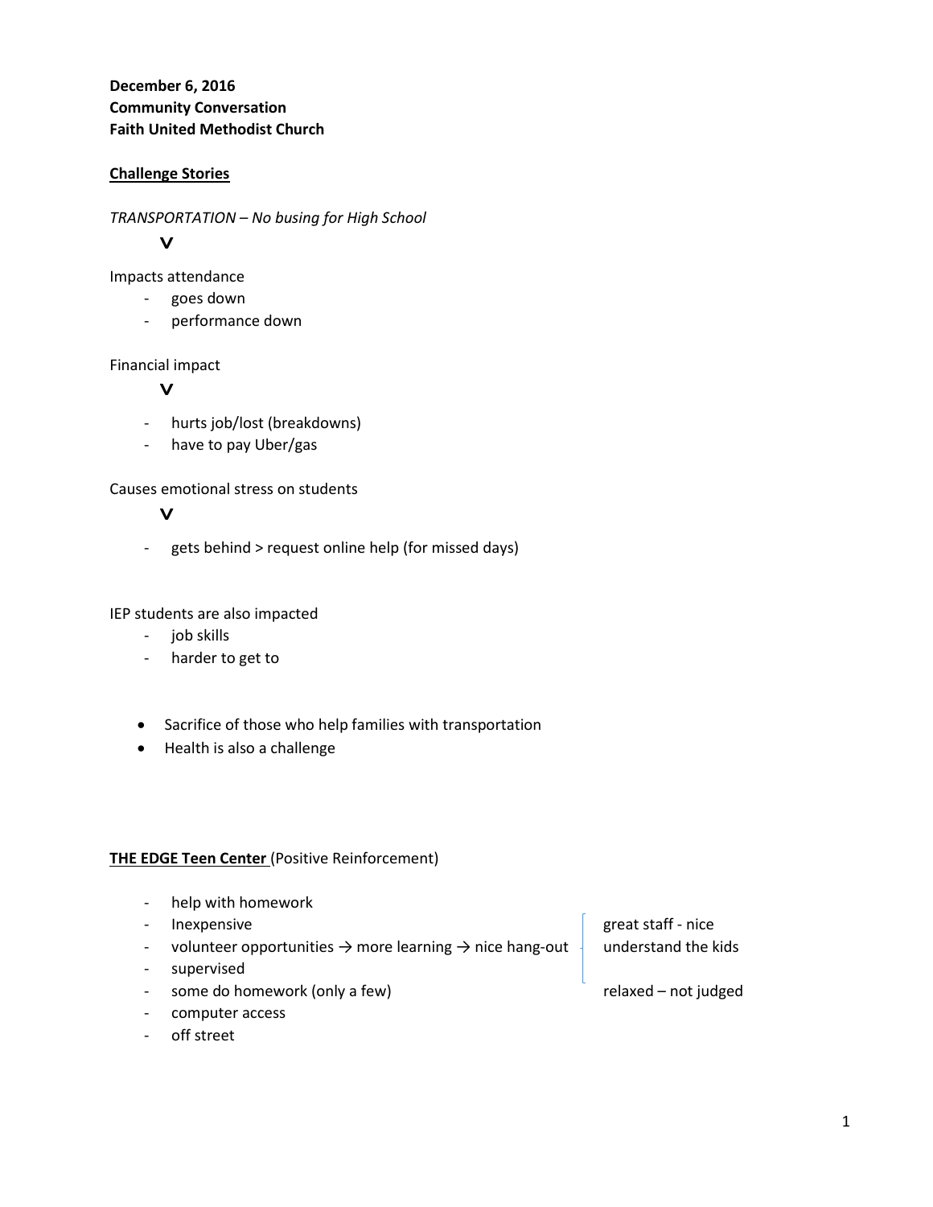**December 6, 2016**
**Community Conversation**
**Faith United Methodist Church**

**Challenge Stories**

*TRANSPORTATION – No busing for High School*

v

Impacts attendance

- goes down
- performance down

Financial impact

v

- hurts job/lost (breakdowns)
- have to pay Uber/gas

Causes emotional stress on students

v

- gets behind > request online help (for missed days)

IEP students are also impacted

- job skills
- harder to get to

- Sacrifice of those who help families with transportation
- Health is also a challenge

**THE EDGE Teen Center** (Positive Reinforcement)

- help with homework
- Inexpensive
- volunteer opportunities → more learning → nice hang-out
- supervised
- some do homework (only a few)
- computer access
- off street

great staff - nice
understand the kids

relaxed – not judged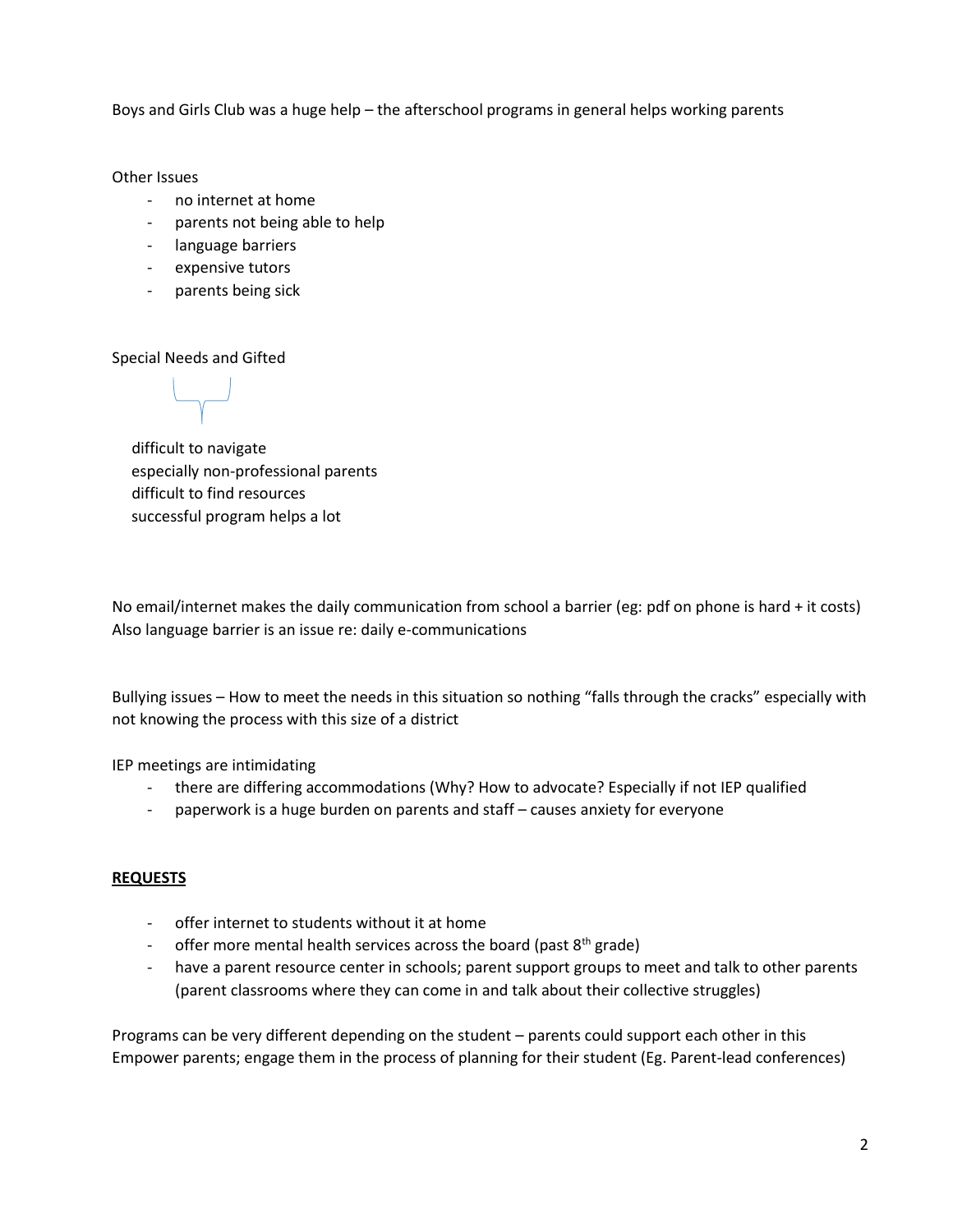Boys and Girls Club was a huge help – the afterschool programs in general helps working parents

Other Issues

- no internet at home
- parents not being able to help
- language barriers
- expensive tutors
- parents being sick

Special Needs and Gifted

difficult to navigate
especially non-professional parents
difficult to find resources
successful program helps a lot

No email/internet makes the daily communication from school a barrier (eg: pdf on phone is hard + it costs)
Also language barrier is an issue re: daily e-communications

Bullying issues – How to meet the needs in this situation so nothing "falls through the cracks" especially with not knowing the process with this size of a district

IEP meetings are intimidating

- there are differing accommodations (Why? How to advocate? Especially if not IEP qualified
- paperwork is a huge burden on parents and staff – causes anxiety for everyone

**REQUESTS**

- offer internet to students without it at home
- offer more mental health services across the board (past 8th grade)
- have a parent resource center in schools; parent support groups to meet and talk to other parents (parent classrooms where they can come in and talk about their collective struggles)

Programs can be very different depending on the student – parents could support each other in this
Empower parents; engage them in the process of planning for their student (Eg. Parent-lead conferences)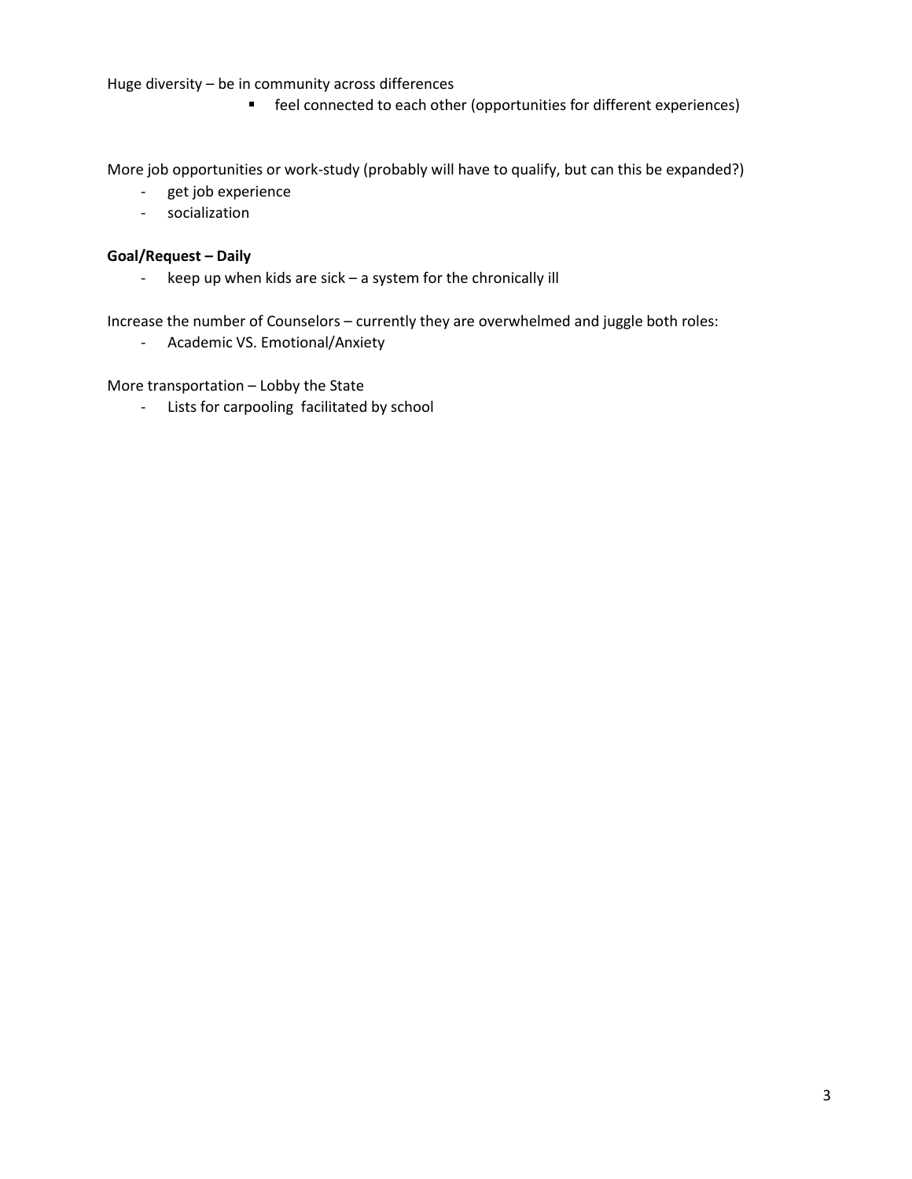Huge diversity – be in community across differences

  - feel connected to each other (opportunities for different experiences)

More job opportunities or work-study (probably will have to qualify, but can this be expanded?)

- get job experience
- socialization

**Goal/Request – Daily**

- keep up when kids are sick – a system for the chronically ill

Increase the number of Counselors – currently they are overwhelmed and juggle both roles:

- Academic VS. Emotional/Anxiety

More transportation – Lobby the State

- Lists for carpooling facilitated by school